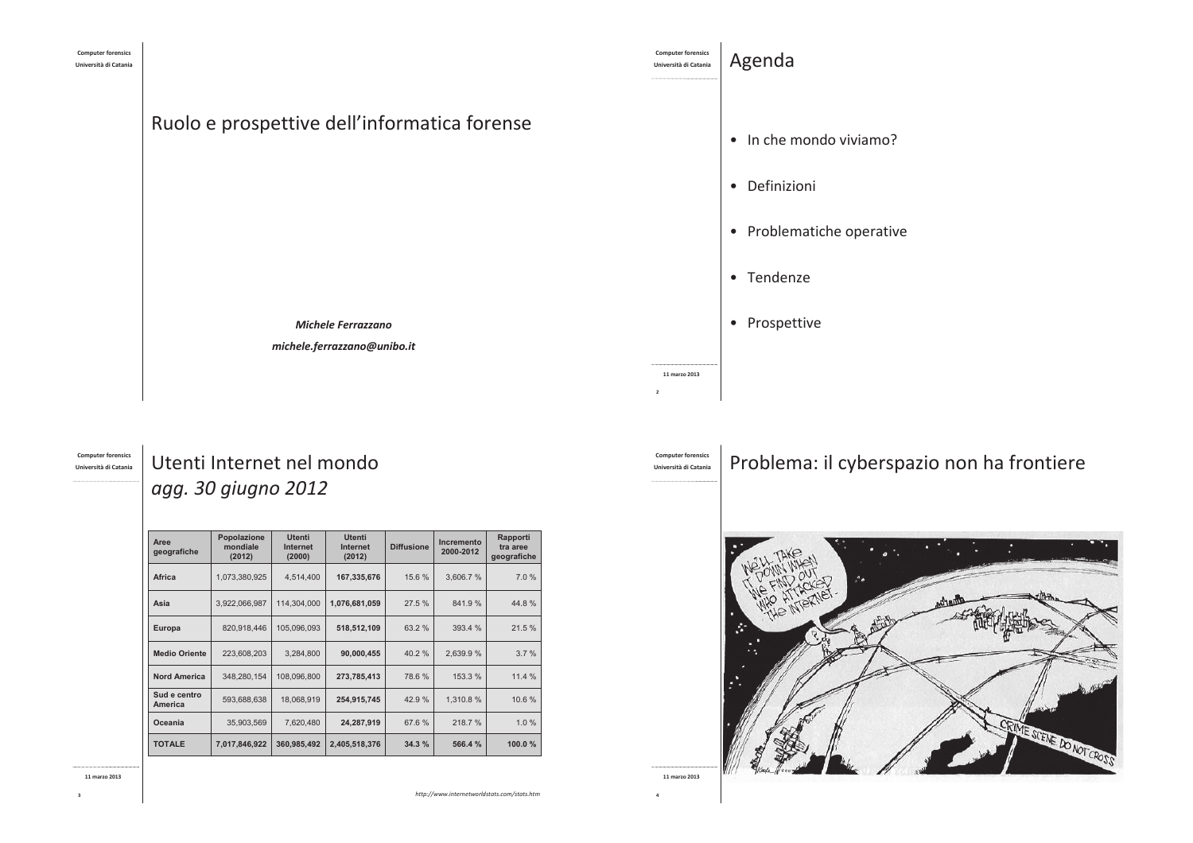# Ruolo e prospettive dell'informatica forense

*Michele Ferrazzano*

*michele.ferrazzano@unibo.it*

## Agenda

- In che mondo viviamo?
- Definizioni
- Problematiche operative
- Tendenze
- Prospettive

## Utenti Internet nel mondo *agg. 30 giugno 2012*

| Aree geografiche | Popolazione mondiale (2012) | Utenti Internet (2000) | Utenti Internet (2012) | Diffusione | Incremento 2000-2012 | Rapporti tra aree geografiche |
|---|---|---|---|---|---|---|
| **Africa** | 1,073,380,925 | 4,514,400 | **167,335,676** | 15.6 % | 3,606.7 % | 7.0 % |
| **Asia** | 3,922,066,987 | 114,304,000 | **1,076,681,059** | 27.5 % | 841.9 % | 44.8 % |
| **Europa** | 820,918,446 | 105,096,093 | **518,512,109** | 63.2 % | 393.4 % | 21.5 % |
| **Medio Oriente** | 223,608,203 | 3,284,800 | **90,000,455** | 40.2 % | 2,639.9 % | 3.7 % |
| **Nord America** | 348,280,154 | 108,096,800 | **273,785,413** | 78.6 % | 153.3 % | 11.4 % |
| **Sud e centro America** | 593,688,638 | 18,068,919 | **254,915,745** | 42.9 % | 1,310.8 % | 10.6 % |
| **Oceania** | 35,903,569 | 7,620,480 | **24,287,919** | 67.6 % | 218.7 % | 1.0 % |
| **TOTALE** | **7,017,846,922** | **360,985,492** | **2,405,518,376** | **34.3 %** | **566.4 %** | **100.0 %** |

*http://www.internetworldstats.com/stats.htm*

## Problema: il cyberspazio non ha frontiere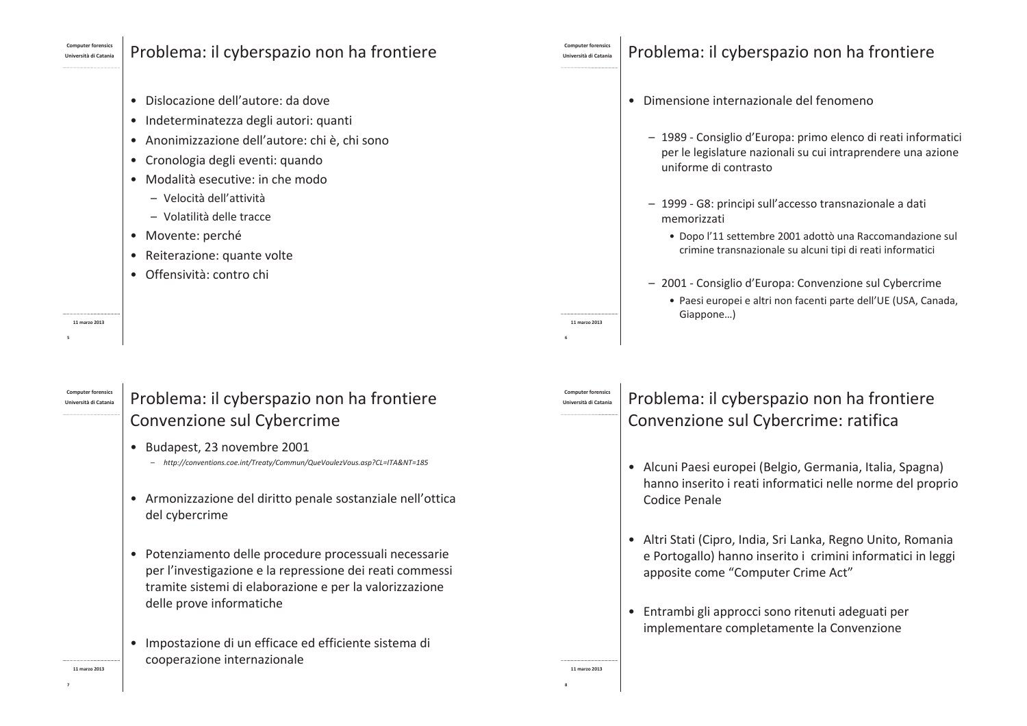## Problema: il cyberspazio non ha frontiere

- Dislocazione dell'autore: da dove
- Indeterminatezza degli autori: quanti
- Anonimizzazione dell'autore: chi è, chi sono
- Cronologia degli eventi: quando
- Modalità esecutive: in che modo
  - Velocità dell'attività
  - Volatilità delle tracce
- Movente: perché
- Reiterazione: quante volte
- Offensività: contro chi

## Problema: il cyberspazio non ha frontiere

- Dimensione internazionale del fenomeno
  - 1989 - Consiglio d'Europa: primo elenco di reati informatici per le legislature nazionali su cui intraprendere una azione uniforme di contrasto
  - 1999 - G8: principi sull'accesso transnazionale a dati memorizzati
    - Dopo l'11 settembre 2001 adottò una Raccomandazione sul crimine transnazionale su alcuni tipi di reati informatici
  - 2001 - Consiglio d'Europa: Convenzione sul Cybercrime
    - Paesi europei e altri non facenti parte dell'UE (USA, Canada, Giappone…)

## Problema: il cyberspazio non ha frontiere
## Convenzione sul Cybercrime

- Budapest, 23 novembre 2001
  - *http://conventions.coe.int/Treaty/Commun/QueVoulezVous.asp?CL=ITA&NT=185*
- Armonizzazione del diritto penale sostanziale nell'ottica del cybercrime
- Potenziamento delle procedure processuali necessarie per l'investigazione e la repressione dei reati commessi tramite sistemi di elaborazione e per la valorizzazione delle prove informatiche
- Impostazione di un efficace ed efficiente sistema di cooperazione internazionale

## Problema: il cyberspazio non ha frontiere
## Convenzione sul Cybercrime: ratifica

- Alcuni Paesi europei (Belgio, Germania, Italia, Spagna) hanno inserito i reati informatici nelle norme del proprio Codice Penale
- Altri Stati (Cipro, India, Sri Lanka, Regno Unito, Romania e Portogallo) hanno inserito i crimini informatici in leggi apposite come "Computer Crime Act"
- Entrambi gli approcci sono ritenuti adeguati per implementare completamente la Convenzione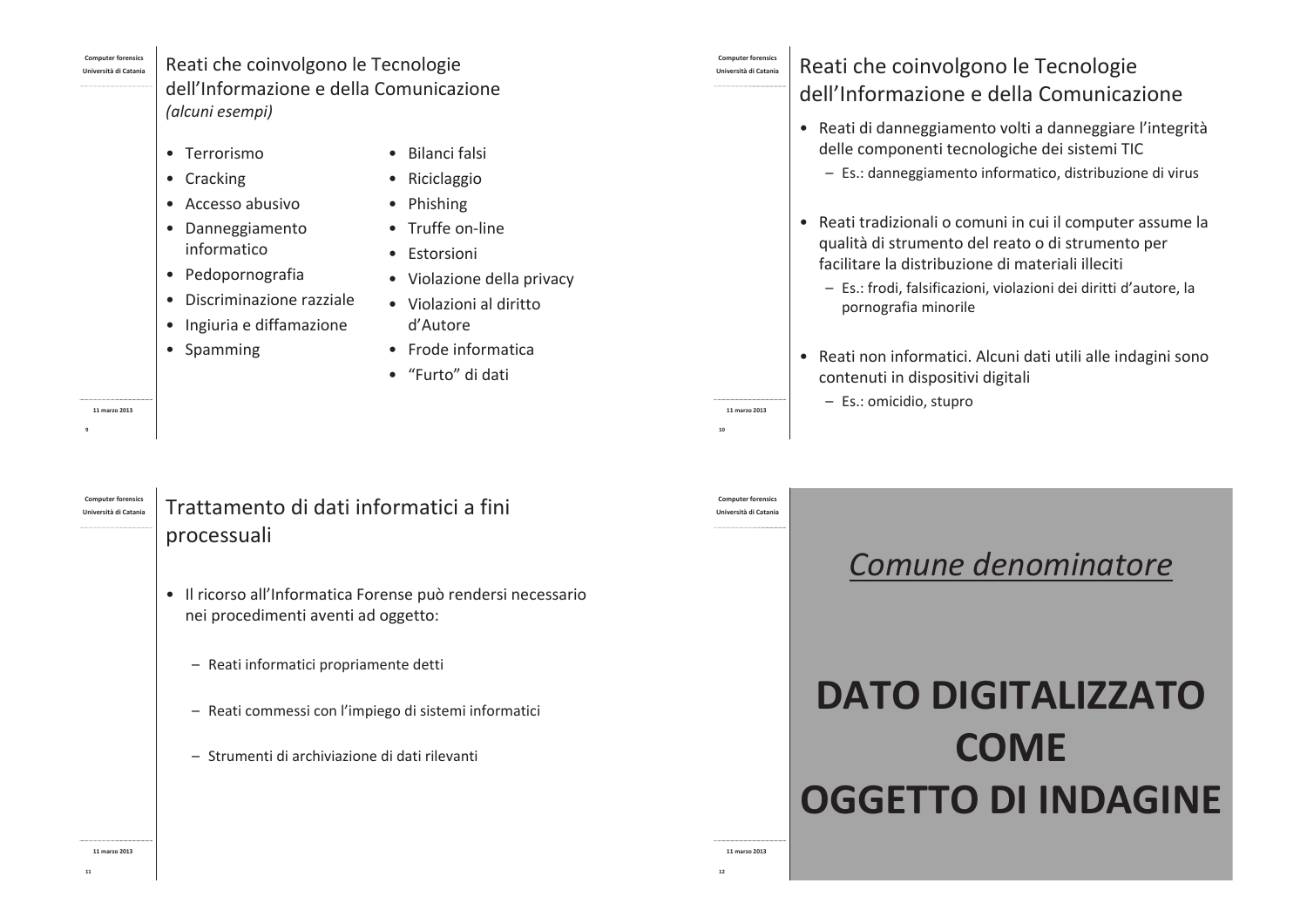## Reati che coinvolgono le Tecnologie dell'Informazione e della Comunicazione *(alcuni esempi)*

- Terrorismo
- Cracking
- Accesso abusivo
- Danneggiamento informatico
- Pedopornografia
- Discriminazione razziale
- Ingiuria e diffamazione
- Spamming
- Bilanci falsi
- Riciclaggio
- Phishing
- Truffe on-line
- Estorsioni
- Violazione della privacy
- Violazioni al diritto d'Autore
- Frode informatica
- "Furto" di dati

## Reati che coinvolgono le Tecnologie dell'Informazione e della Comunicazione

- Reati di danneggiamento volti a danneggiare l'integrità delle componenti tecnologiche dei sistemi TIC
  - Es.: danneggiamento informatico, distribuzione di virus
- Reati tradizionali o comuni in cui il computer assume la qualità di strumento del reato o di strumento per facilitare la distribuzione di materiali illeciti
  - Es.: frodi, falsificazioni, violazioni dei diritti d'autore, la pornografia minorile
- Reati non informatici. Alcuni dati utili alle indagini sono contenuti in dispositivi digitali
  - Es.: omicidio, stupro

## Trattamento di dati informatici a fini processuali

- Il ricorso all'Informatica Forense può rendersi necessario nei procedimenti aventi ad oggetto:
  - Reati informatici propriamente detti
  - Reati commessi con l'impiego di sistemi informatici
  - Strumenti di archiviazione di dati rilevanti

*Comune denominatore*

**DATO DIGITALIZZATO COME OGGETTO DI INDAGINE**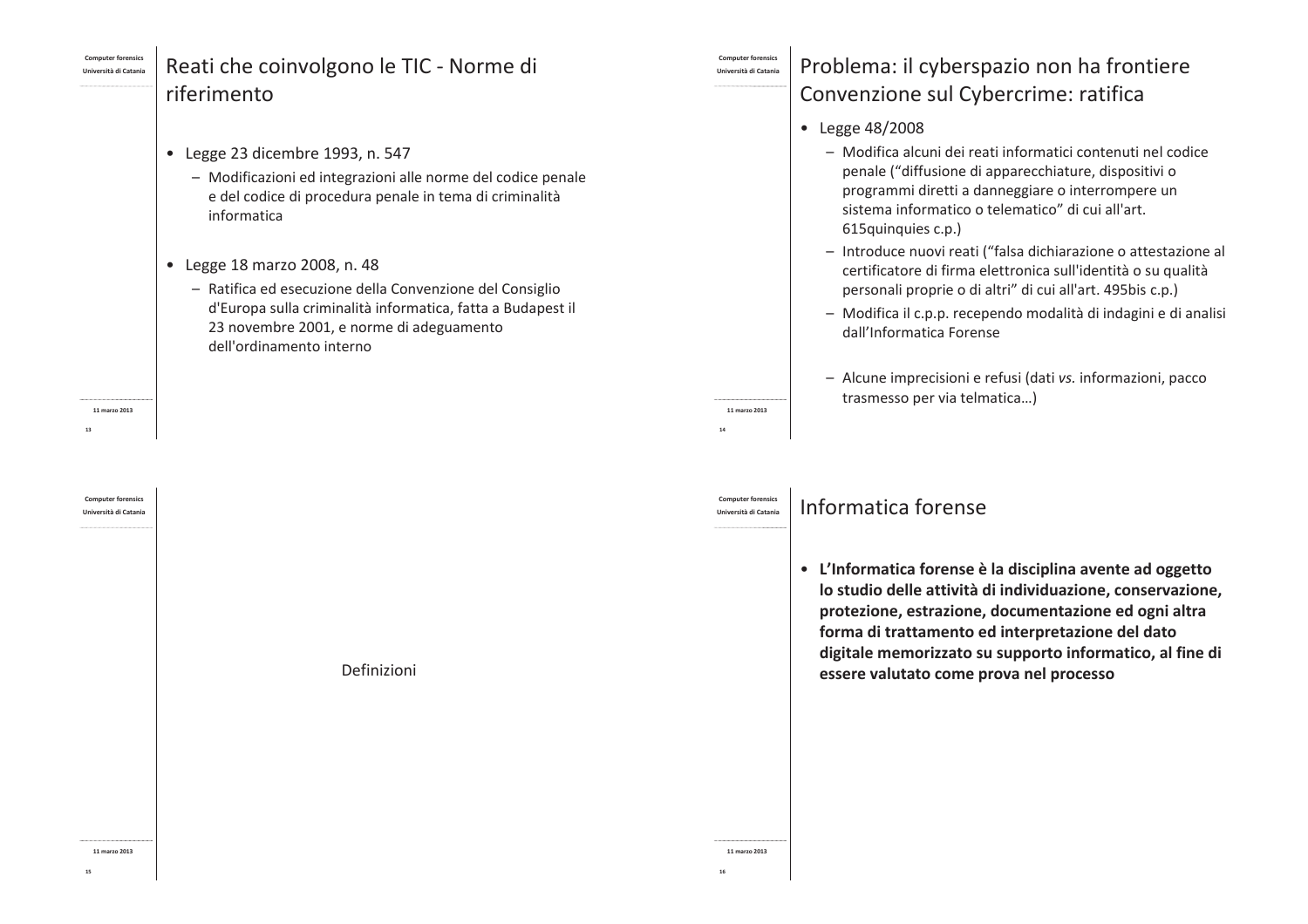## Reati che coinvolgono le TIC - Norme di riferimento

- Legge 23 dicembre 1993, n. 547
  - Modificazioni ed integrazioni alle norme del codice penale e del codice di procedura penale in tema di criminalità informatica
- Legge 18 marzo 2008, n. 48
  - Ratifica ed esecuzione della Convenzione del Consiglio d'Europa sulla criminalità informatica, fatta a Budapest il 23 novembre 2001, e norme di adeguamento dell'ordinamento interno

## Problema: il cyberspazio non ha frontiere Convenzione sul Cybercrime: ratifica

- Legge 48/2008
  - Modifica alcuni dei reati informatici contenuti nel codice penale ("diffusione di apparecchiature, dispositivi o programmi diretti a danneggiare o interrompere un sistema informatico o telematico" di cui all'art. 615quinquies c.p.)
  - Introduce nuovi reati ("falsa dichiarazione o attestazione al certificatore di firma elettronica sull'identità o su qualità personali proprie o di altri" di cui all'art. 495bis c.p.)
  - Modifica il c.p.p. recependo modalità di indagini e di analisi dall'Informatica Forense
  - Alcune imprecisioni e refusi (dati *vs.* informazioni, pacco trasmesso per via telmatica…)

## Definizioni

## Informatica forense

- **L'Informatica forense è la disciplina avente ad oggetto lo studio delle attività di individuazione, conservazione, protezione, estrazione, documentazione ed ogni altra forma di trattamento ed interpretazione del dato digitale memorizzato su supporto informatico, al fine di essere valutato come prova nel processo**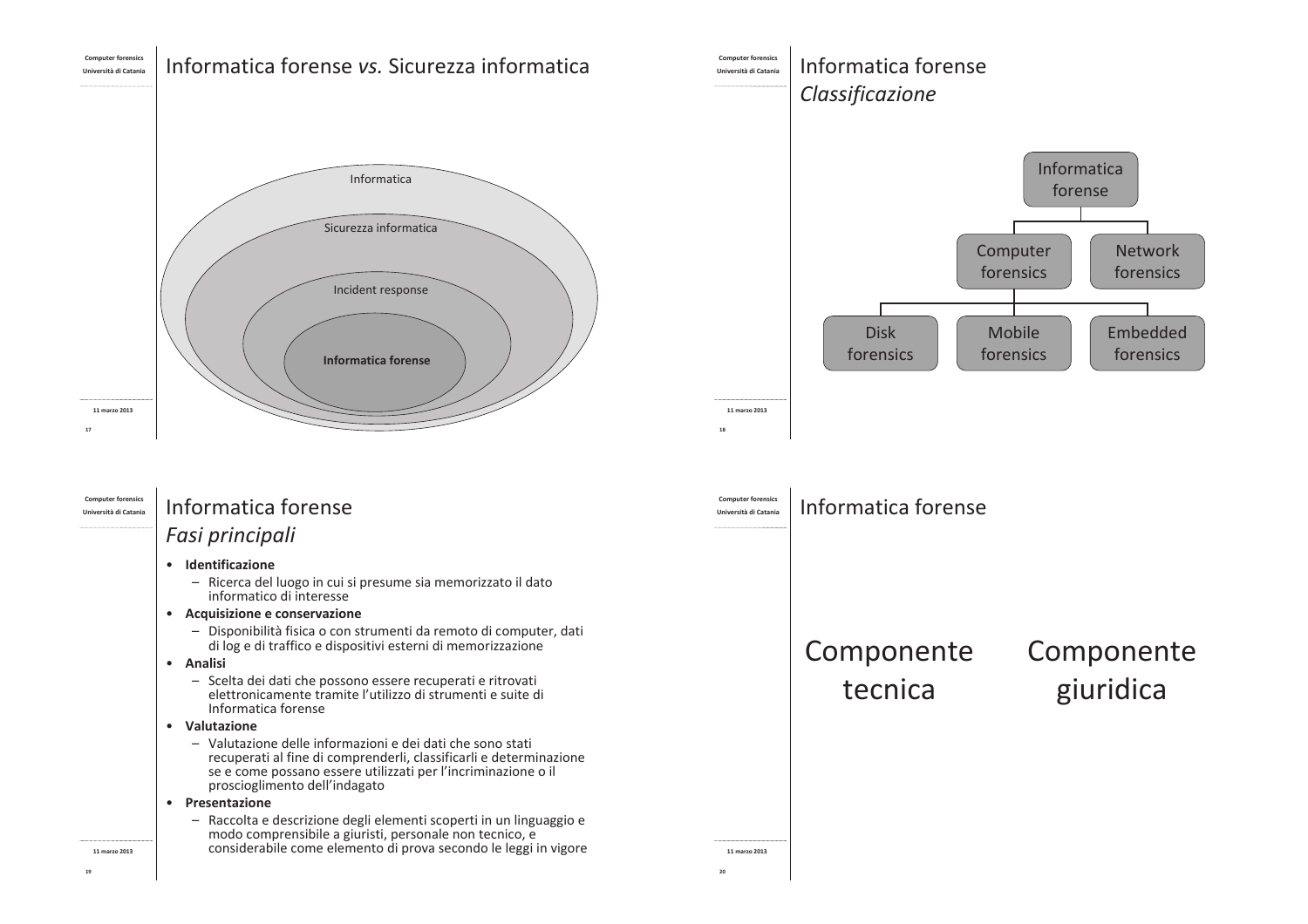# Informatica forense *vs.* Sicurezza informatica

- Informatica
  - Sicurezza informatica
    - Incident response
      - **Informatica forense**

# Informatica forense
## *Classificazione*

- Informatica forense
  - Computer forensics
    - Disk forensics
    - Mobile forensics
    - Embedded forensics
  - Network forensics

# Informatica forense
## *Fasi principali*

- **Identificazione**
  - Ricerca del luogo in cui si presume sia memorizzato il dato informatico di interesse
- **Acquisizione e conservazione**
  - Disponibilità fisica o con strumenti da remoto di computer, dati di log e di traffico e dispositivi esterni di memorizzazione
- **Analisi**
  - Scelta dei dati che possono essere recuperati e ritrovati elettronicamente tramite l'utilizzo di strumenti e suite di Informatica forense
- **Valutazione**
  - Valutazione delle informazioni e dei dati che sono stati recuperati al fine di comprenderli, classificarli e determinazione se e come possano essere utilizzati per l'incriminazione o il proscioglimento dell'indagato
- **Presentazione**
  - Raccolta e descrizione degli elementi scoperti in un linguaggio e modo comprensibile a giuristi, personale non tecnico, e considerabile come elemento di prova secondo le leggi in vigore

# Informatica forense

Componente tecnica

Componente giuridica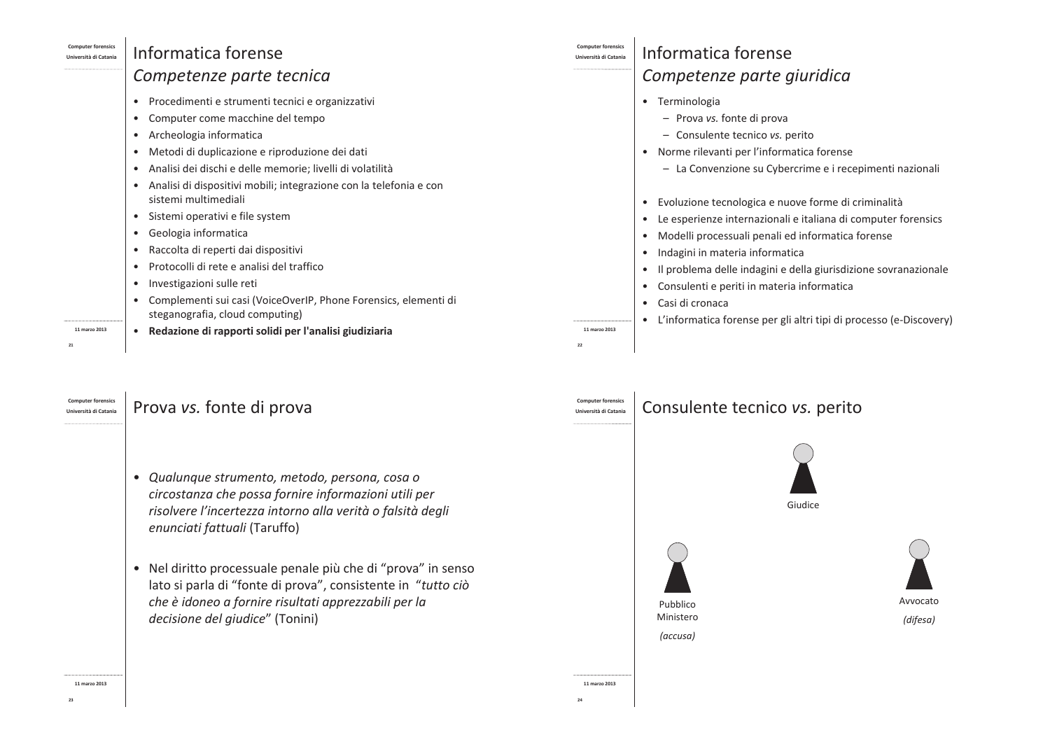# Informatica forense
## *Competenze parte tecnica*

- Procedimenti e strumenti tecnici e organizzativi
- Computer come macchine del tempo
- Archeologia informatica
- Metodi di duplicazione e riproduzione dei dati
- Analisi dei dischi e delle memorie; livelli di volatilità
- Analisi di dispositivi mobili; integrazione con la telefonia e con sistemi multimediali
- Sistemi operativi e file system
- Geologia informatica
- Raccolta di reperti dai dispositivi
- Protocolli di rete e analisi del traffico
- Investigazioni sulle reti
- Complementi sui casi (VoiceOverIP, Phone Forensics, elementi di steganografia, cloud computing)
- **Redazione di rapporti solidi per l'analisi giudiziaria**

# Informatica forense
## *Competenze parte giuridica*

- Terminologia
  - Prova *vs.* fonte di prova
  - Consulente tecnico *vs.* perito
- Norme rilevanti per l'informatica forense
  - La Convenzione su Cybercrime e i recepimenti nazionali
- Evoluzione tecnologica e nuove forme di criminalità
- Le esperienze internazionali e italiana di computer forensics
- Modelli processuali penali ed informatica forense
- Indagini in materia informatica
- Il problema delle indagini e della giurisdizione sovranazionale
- Consulenti e periti in materia informatica
- Casi di cronaca
- L'informatica forense per gli altri tipi di processo (e-Discovery)

# Prova *vs.* fonte di prova

- *Qualunque strumento, metodo, persona, cosa o circostanza che possa fornire informazioni utili per risolvere l'incertezza intorno alla verità o falsità degli enunciati fattuali* (Taruffo)
- Nel diritto processuale penale più che di "prova" in senso lato si parla di "fonte di prova", consistente in "*tutto ciò che è idoneo a fornire risultati apprezzabili per la decisione del giudice*" (Tonini)

# Consulente tecnico *vs.* perito

Giudice

Pubblico Ministero *(accusa)*

Avvocato *(difesa)*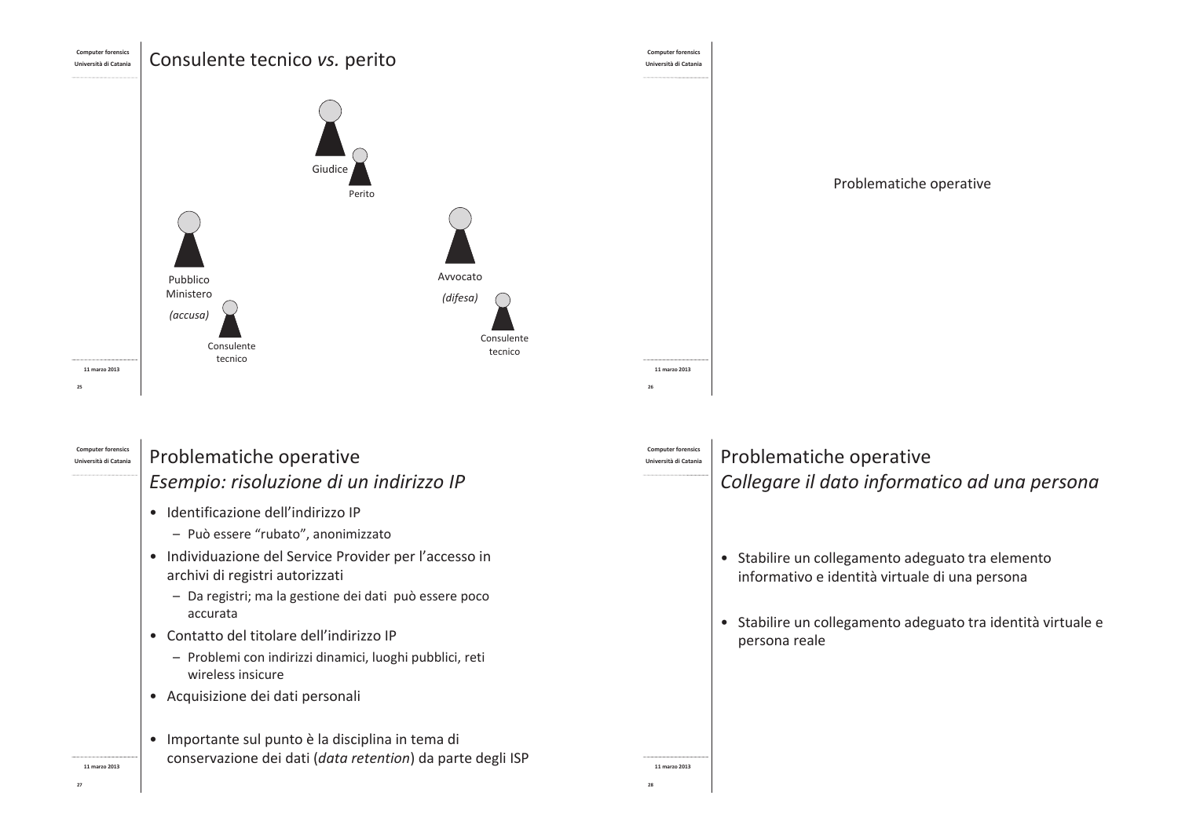## Consulente tecnico *vs.* perito

Giudice

Perito

Pubblico Ministero *(accusa)*

Consulente tecnico

Avvocato *(difesa)*

Consulente tecnico

---

Problematiche operative

---

## Problematiche operative
### *Esempio: risoluzione di un indirizzo IP*

- Identificazione dell'indirizzo IP
  - Può essere "rubato", anonimizzato
- Individuazione del Service Provider per l'accesso in archivi di registri autorizzati
  - Da registri; ma la gestione dei dati può essere poco accurata
- Contatto del titolare dell'indirizzo IP
  - Problemi con indirizzi dinamici, luoghi pubblici, reti wireless insicure
- Acquisizione dei dati personali

- Importante sul punto è la disciplina in tema di conservazione dei dati (*data retention*) da parte degli ISP

---

## Problematiche operative
### *Collegare il dato informatico ad una persona*

- Stabilire un collegamento adeguato tra elemento informativo e identità virtuale di una persona

- Stabilire un collegamento adeguato tra identità virtuale e persona reale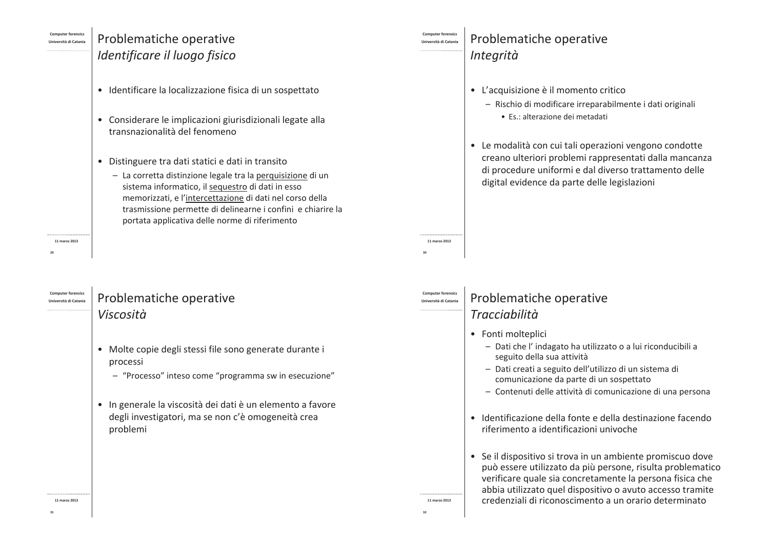## Problematiche operative
### *Identificare il luogo fisico*

- Identificare la localizzazione fisica di un sospettato
- Considerare le implicazioni giurisdizionali legate alla transnazionalità del fenomeno
- Distinguere tra dati statici e dati in transito
  - La corretta distinzione legale tra la <u>perquisizione</u> di un sistema informatico, il <u>sequestro</u> di dati in esso memorizzati, e l'<u>intercettazione</u> di dati nel corso della trasmissione permette di delinearne i confini e chiarire la portata applicativa delle norme di riferimento

## Problematiche operative
### *Integrità*

- L'acquisizione è il momento critico
  - Rischio di modificare irreparabilmente i dati originali
    - Es.: alterazione dei metadati
- Le modalità con cui tali operazioni vengono condotte creano ulteriori problemi rappresentati dalla mancanza di procedure uniformi e dal diverso trattamento delle digital evidence da parte delle legislazioni

## Problematiche operative
### *Viscosità*

- Molte copie degli stessi file sono generate durante i processi
  - "Processo" inteso come "programma sw in esecuzione"
- In generale la viscosità dei dati è un elemento a favore degli investigatori, ma se non c'è omogeneità crea problemi

## Problematiche operative
### *Tracciabilità*

- Fonti molteplici
  - Dati che l' indagato ha utilizzato o a lui riconducibili a seguito della sua attività
  - Dati creati a seguito dell'utilizzo di un sistema di comunicazione da parte di un sospettato
  - Contenuti delle attività di comunicazione di una persona
- Identificazione della fonte e della destinazione facendo riferimento a identificazioni univoche
- Se il dispositivo si trova in un ambiente promiscuo dove può essere utilizzato da più persone, risulta problematico verificare quale sia concretamente la persona fisica che abbia utilizzato quel dispositivo o avuto accesso tramite credenziali di riconoscimento a un orario determinato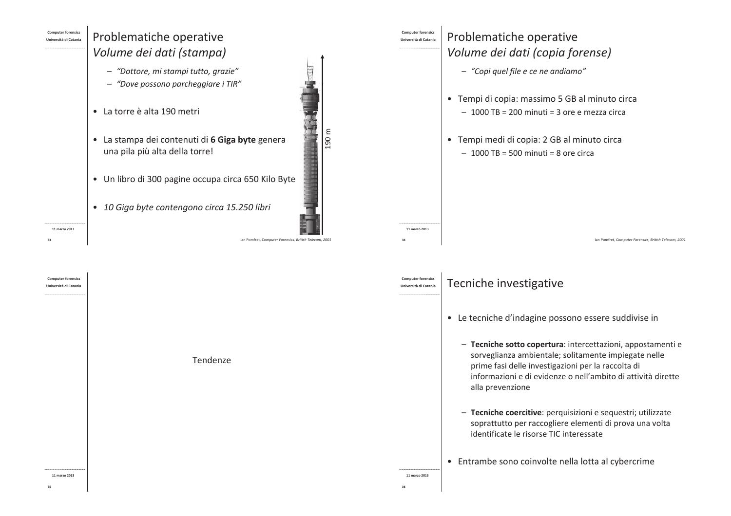# Problematiche operative
## *Volume dei dati (stampa)*

- *"Dottore, mi stampi tutto, grazie"*
- *"Dove possono parcheggiare i TIR"*

- La torre è alta 190 metri
- La stampa dei contenuti di **6 Giga byte** genera una pila più alta della torre!
- Un libro di 300 pagine occupa circa 650 Kilo Byte
- *10 Giga byte contengono circa 15.250 libri*

190 m

Ian Pomfret, *Computer Forensics, British Telecom, 2001*

# Problematiche operative
## *Volume dei dati (copia forense)*

- *"Copi quel file e ce ne andiamo"*

- Tempi di copia: massimo 5 GB al minuto circa
  - 1000 TB = 200 minuti = 3 ore e mezza circa
- Tempi medi di copia: 2 GB al minuto circa
  - 1000 TB = 500 minuti = 8 ore circa

Ian Pomfret, *Computer Forensics, British Telecom, 2001*

Tendenze

# Tecniche investigative

- Le tecniche d'indagine possono essere suddivise in
  - **Tecniche sotto copertura**: intercettazioni, appostamenti e sorveglianza ambientale; solitamente impiegate nelle prime fasi delle investigazioni per la raccolta di informazioni e di evidenze o nell'ambito di attività dirette alla prevenzione
  - **Tecniche coercitive**: perquisizioni e sequestri; utilizzate soprattutto per raccogliere elementi di prova una volta identificate le risorse TIC interessate
- Entrambe sono coinvolte nella lotta al cybercrime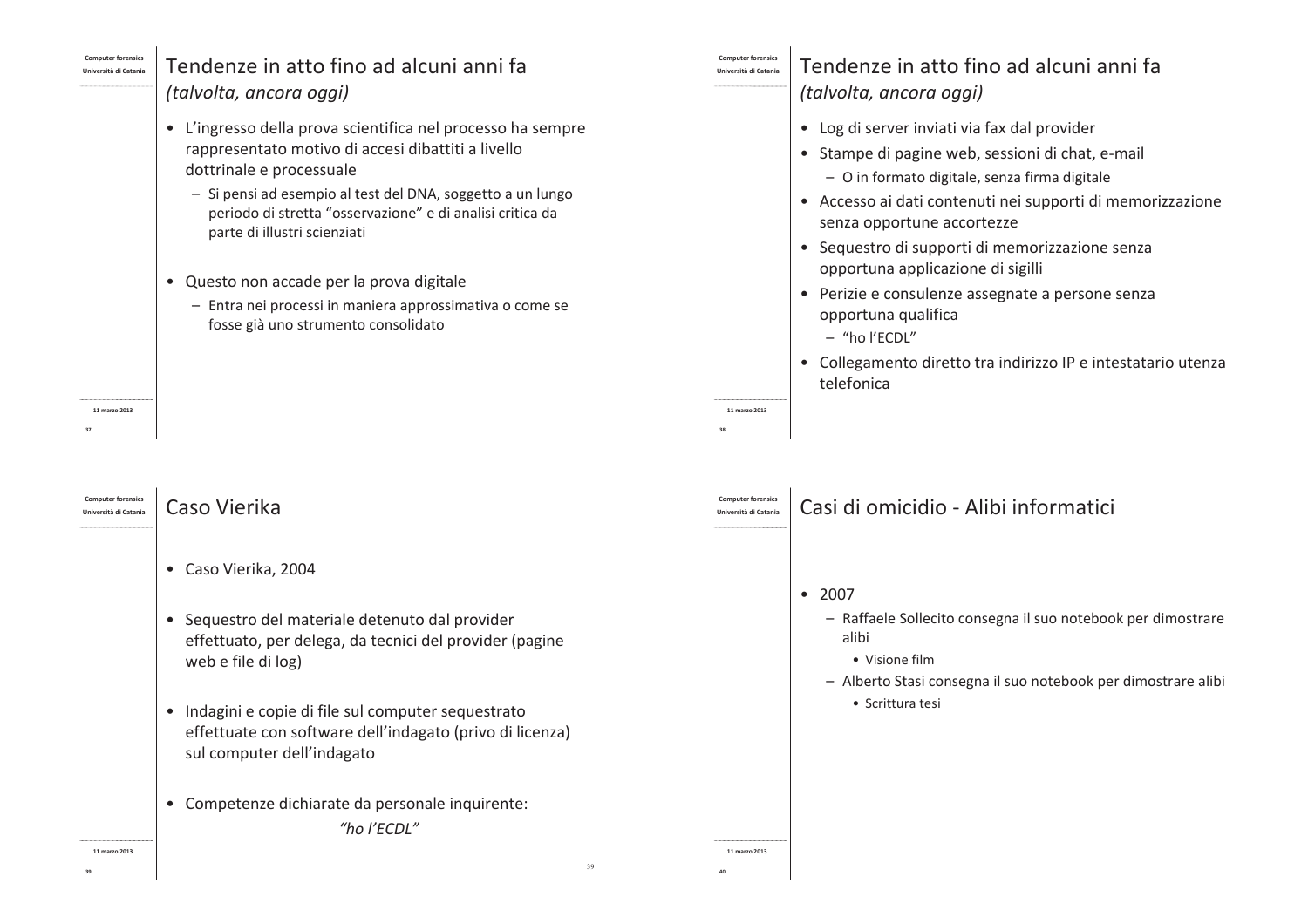## Tendenze in atto fino ad alcuni anni fa
*(talvolta, ancora oggi)*

- L'ingresso della prova scientifica nel processo ha sempre rappresentato motivo di accesi dibattiti a livello dottrinale e processuale
  - Si pensi ad esempio al test del DNA, soggetto a un lungo periodo di stretta "osservazione" e di analisi critica da parte di illustri scienziati
- Questo non accade per la prova digitale
  - Entra nei processi in maniera approssimativa o come se fosse già uno strumento consolidato

## Tendenze in atto fino ad alcuni anni fa
*(talvolta, ancora oggi)*

- Log di server inviati via fax dal provider
- Stampe di pagine web, sessioni di chat, e-mail
  - O in formato digitale, senza firma digitale
- Accesso ai dati contenuti nei supporti di memorizzazione senza opportune accortezze
- Sequestro di supporti di memorizzazione senza opportuna applicazione di sigilli
- Perizie e consulenze assegnate a persone senza opportuna qualifica
  - "ho l'ECDL"
- Collegamento diretto tra indirizzo IP e intestatario utenza telefonica

## Caso Vierika

- Caso Vierika, 2004
- Sequestro del materiale detenuto dal provider effettuato, per delega, da tecnici del provider (pagine web e file di log)
- Indagini e copie di file sul computer sequestrato effettuate con software dell'indagato (privo di licenza) sul computer dell'indagato
- Competenze dichiarate da personale inquirente:

  *"ho l'ECDL"*

## Casi di omicidio - Alibi informatici

- 2007
  - Raffaele Sollecito consegna il suo notebook per dimostrare alibi
    - Visione film
  - Alberto Stasi consegna il suo notebook per dimostrare alibi
    - Scrittura tesi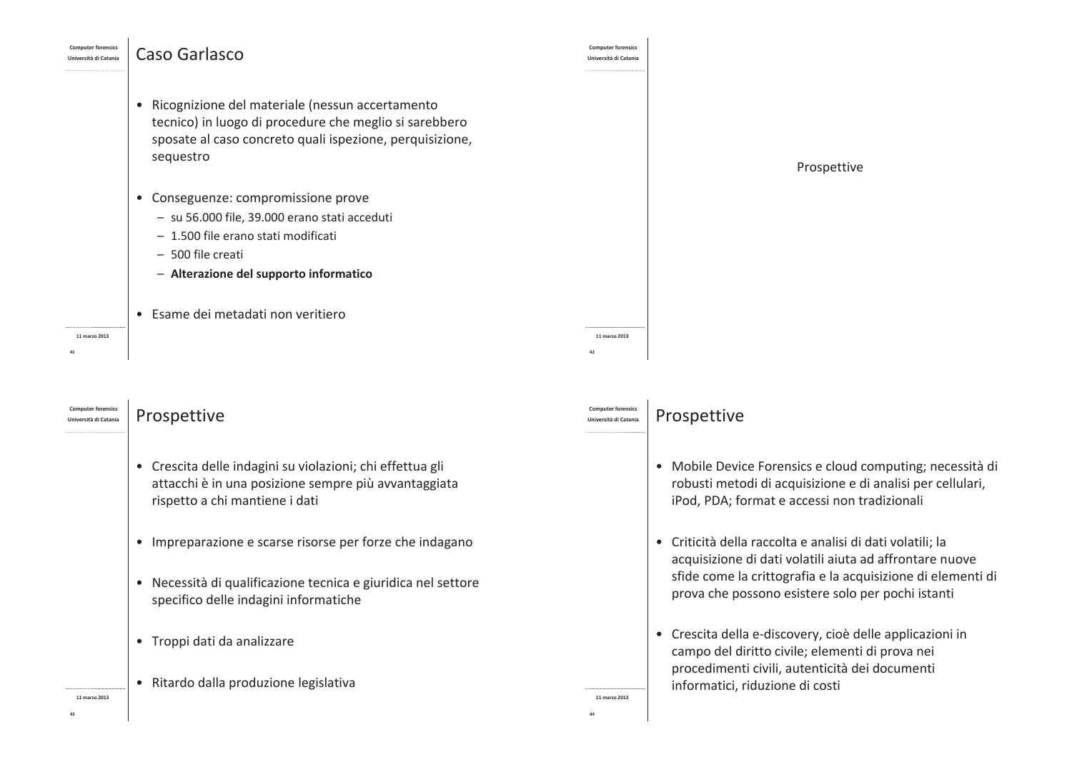## Caso Garlasco

- Ricognizione del materiale (nessun accertamento tecnico) in luogo di procedure che meglio si sarebbero sposate al caso concreto quali ispezione, perquisizione, sequestro
- Conseguenze: compromissione prove
  - su 56.000 file, 39.000 erano stati acceduti
  - 1.500 file erano stati modificati
  - 500 file creati
  - **Alterazione del supporto informatico**
- Esame dei metadati non veritiero

Prospettive

## Prospettive

- Crescita delle indagini su violazioni; chi effettua gli attacchi è in una posizione sempre più avvantaggiata rispetto a chi mantiene i dati
- Impreparazione e scarse risorse per forze che indagano
- Necessità di qualificazione tecnica e giuridica nel settore specifico delle indagini informatiche
- Troppi dati da analizzare
- Ritardo dalla produzione legislativa

## Prospettive

- Mobile Device Forensics e cloud computing; necessità di robusti metodi di acquisizione e di analisi per cellulari, iPod, PDA; format e accessi non tradizionali
- Criticità della raccolta e analisi di dati volatili; la acquisizione di dati volatili aiuta ad affrontare nuove sfide come la crittografia e la acquisizione di elementi di prova che possono esistere solo per pochi istanti
- Crescita della e-discovery, cioè delle applicazioni in campo del diritto civile; elementi di prova nei procedimenti civili, autenticità dei documenti informatici, riduzione di costi